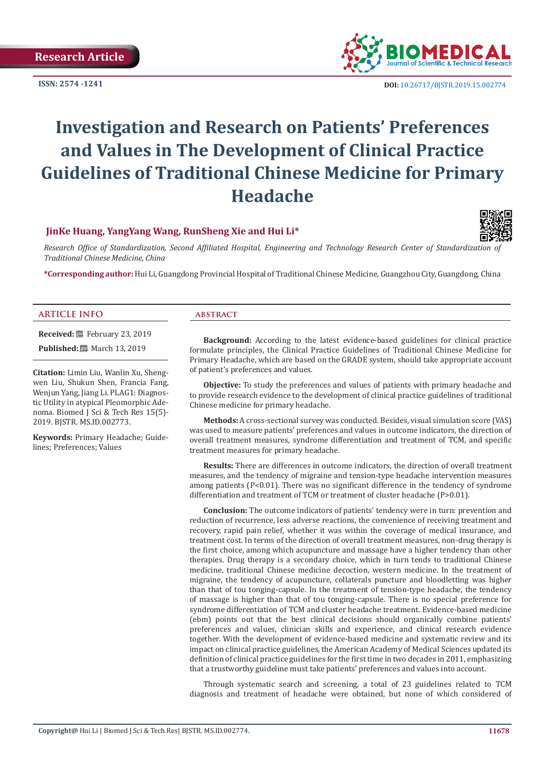Research Article

ISSN: 2574 -1241

DOI: 10.26717/BJSTR.2019.15.002774

# Investigation and Research on Patients' Preferences and Values in The Development of Clinical Practice Guidelines of Traditional Chinese Medicine for Primary Headache

**JinKe Huang, YangYang Wang, RunSheng Xie and Hui Li***

*Research Office of Standardization, Second Affiliated Hospital, Engineering and Technology Research Center of Standardization of Traditional Chinese Medicine, China*

**\*Corresponding author:** Hui Li, Guangdong Provincial Hospital of Traditional Chinese Medicine, Guangzhou City, Guangdong, China

## ARTICLE INFO

**Received:** February 23, 2019

**Published:** March 13, 2019

**Citation:** Limin Liu, Wanlin Xu, Shengwen Liu, Shukun Shen, Francia Fang, Wenjun Yang, Jiang Li. PLAG1: Diagnostic Utility in atypical Pleomorphic Adenoma. Biomed J Sci & Tech Res 15(5)-2019. BJSTR. MS.ID.002773.

**Keywords:** Primary Headache; Guidelines; Preferences; Values

## ABSTRACT

**Background:** According to the latest evidence-based guidelines for clinical practice formulate principles, the Clinical Practice Guidelines of Traditional Chinese Medicine for Primary Headache, which are based on the GRADE system, should take appropriate account of patient's preferences and values.

**Objective:** To study the preferences and values of patients with primary headache and to provide research evidence to the development of clinical practice guidelines of traditional Chinese medicine for primary headache.

**Methods:** A cross-sectional survey was conducted. Besides, visual simulation score (VAS) was used to measure patients' preferences and values in outcome indicators, the direction of overall treatment measures, syndrome differentiation and treatment of TCM, and specific treatment measures for primary headache.

**Results:** There are differences in outcome indicators, the direction of overall treatment measures, and the tendency of migraine and tension-type headache intervention measures among patients ($P<0.01$). There was no significant difference in the tendency of syndrome differentiation and treatment of TCM or treatment of cluster headache ($P>0.01$).

**Conclusion:** The outcome indicators of patients' tendency were in turn: prevention and reduction of recurrence, less adverse reactions, the convenience of receiving treatment and recovery, rapid pain relief, whether it was within the coverage of medical insurance, and treatment cost. In terms of the direction of overall treatment measures, non-drug therapy is the first choice, among which acupuncture and massage have a higher tendency than other therapies. Drug therapy is a secondary choice, which in turn tends to traditional Chinese medicine, traditional Chinese medicine decoction, western medicine. In the treatment of migraine, the tendency of acupuncture, collaterals puncture and bloodletting was higher than that of tou tonging-capsule. In the treatment of tension-type headache, the tendency of massage is higher than that of tou tonging-capsule. There is no special preference for syndrome differentiation of TCM and cluster headache treatment. Evidence-based medicine (ebm) points out that the best clinical decisions should organically combine patients' preferences and values, clinician skills and experience, and clinical research evidence together. With the development of evidence-based medicine and systematic review and its impact on clinical practice guidelines, the American Academy of Medical Sciences updated its definition of clinical practice guidelines for the first time in two decades in 2011, emphasizing that a trustworthy guideline must take patients' preferences and values into account.

Through systematic search and screening, a total of 23 guidelines related to TCM diagnosis and treatment of headache were obtained, but none of which considered of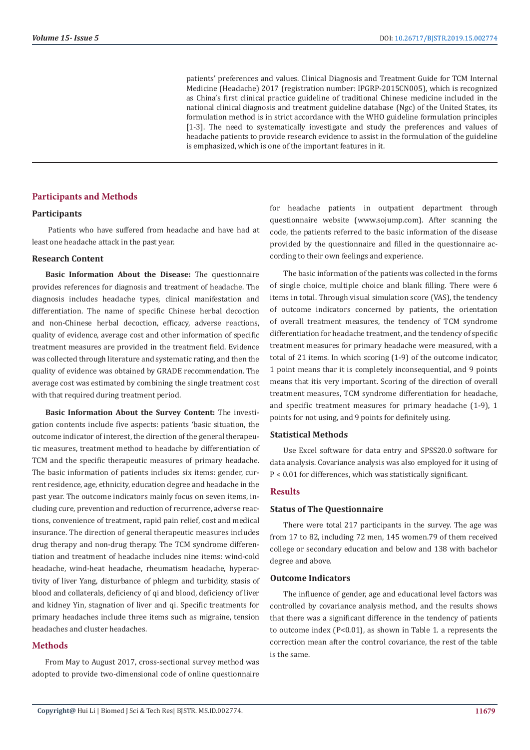patients' preferences and values. Clinical Diagnosis and Treatment Guide for TCM Internal Medicine (Headache) 2017 (registration number: IPGRP-2015CN005), which is recognized as China's first clinical practice guideline of traditional Chinese medicine included in the national clinical diagnosis and treatment guideline database (Ngc) of the United States, its formulation method is in strict accordance with the WHO guideline formulation principles [1-3]. The need to systematically investigate and study the preferences and values of headache patients to provide research evidence to assist in the formulation of the guideline is emphasized, which is one of the important features in it.

## Participants and Methods

### Participants

Patients who have suffered from headache and have had at least one headache attack in the past year.

### Research Content

**Basic Information About the Disease:** The questionnaire provides references for diagnosis and treatment of headache. The diagnosis includes headache types, clinical manifestation and differentiation. The name of specific Chinese herbal decoction and non-Chinese herbal decoction, efficacy, adverse reactions, quality of evidence, average cost and other information of specific treatment measures are provided in the treatment field. Evidence was collected through literature and systematic rating, and then the quality of evidence was obtained by GRADE recommendation. The average cost was estimated by combining the single treatment cost with that required during treatment period.

**Basic Information About the Survey Content:** The investigation contents include five aspects: patients 'basic situation, the outcome indicator of interest, the direction of the general therapeutic measures, treatment method to headache by differentiation of TCM and the specific therapeutic measures of primary headache. The basic information of patients includes six items: gender, current residence, age, ethnicity, education degree and headache in the past year. The outcome indicators mainly focus on seven items, including cure, prevention and reduction of recurrence, adverse reactions, convenience of treatment, rapid pain relief, cost and medical insurance. The direction of general therapeutic measures includes drug therapy and non-drug therapy. The TCM syndrome differentiation and treatment of headache includes nine items: wind-cold headache, wind-heat headache, rheumatism headache, hyperactivity of liver Yang, disturbance of phlegm and turbidity, stasis of blood and collaterals, deficiency of qi and blood, deficiency of liver and kidney Yin, stagnation of liver and qi. Specific treatments for primary headaches include three items such as migraine, tension headaches and cluster headaches.

## Methods

From May to August 2017, cross-sectional survey method was adopted to provide two-dimensional code of online questionnaire for headache patients in outpatient department through questionnaire website (www.sojump.com). After scanning the code, the patients referred to the basic information of the disease provided by the questionnaire and filled in the questionnaire according to their own feelings and experience.

The basic information of the patients was collected in the forms of single choice, multiple choice and blank filling. There were 6 items in total. Through visual simulation score (VAS), the tendency of outcome indicators concerned by patients, the orientation of overall treatment measures, the tendency of TCM syndrome differentiation for headache treatment, and the tendency of specific treatment measures for primary headache were measured, with a total of 21 items. In which scoring (1-9) of the outcome indicator, 1 point means thar it is completely inconsequential, and 9 points means that itis very important. Scoring of the direction of overall treatment measures, TCM syndrome differentiation for headache, and specific treatment measures for primary headache (1-9), 1 points for not using, and 9 points for definitely using.

### Statistical Methods

Use Excel software for data entry and SPSS20.0 software for data analysis. Covariance analysis was also employed for it using of $P < 0.01$ for differences, which was statistically significant.

## Results

### Status of The Questionnaire

There were total 217 participants in the survey. The age was from 17 to 82, including 72 men, 145 women.79 of them received college or secondary education and below and 138 with bachelor degree and above.

### Outcome Indicators

The influence of gender, age and educational level factors was controlled by covariance analysis method, and the results shows that there was a significant difference in the tendency of patients to outcome index ($P<0.01$), as shown in Table 1. a represents the correction mean after the control covariance, the rest of the table is the same.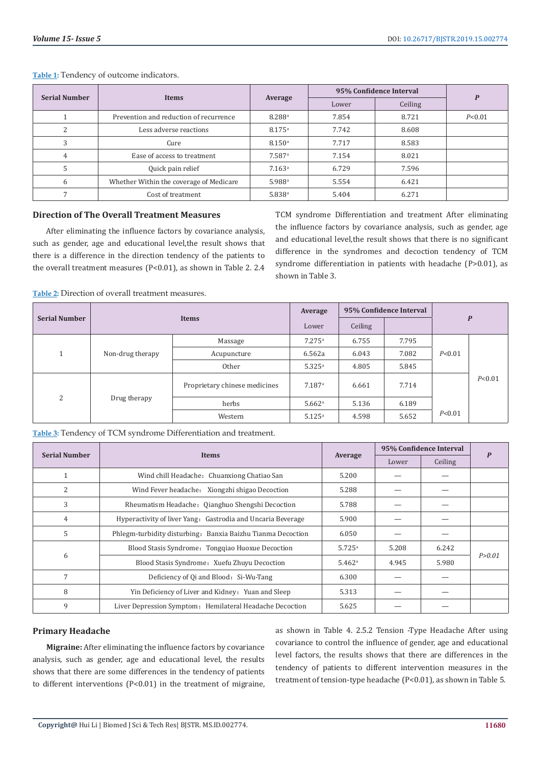Table 1: Tendency of outcome indicators.

| Serial Number | Items | Average | 95% Confidence Interval | | P |
|---|---|---|---|---|---|
| | | | Lower | Ceiling | |
| 1 | Prevention and reduction of recurrence | 8.288[a] | 7.854 | 8.721 | P<0.01 |
| 2 | Less adverse reactions | 8.175[a] | 7.742 | 8.608 | |
| 3 | Cure | 8.150[a] | 7.717 | 8.583 | |
| 4 | Ease of access to treatment | 7.587[a] | 7.154 | 8.021 | |
| 5 | Quick pain relief | 7.163[a] | 6.729 | 7.596 | |
| 6 | Whether Within the coverage of Medicare | 5.988[a] | 5.554 | 6.421 | |
| 7 | Cost of treatment | 5.838[a] | 5.404 | 6.271 | |

### Direction of The Overall Treatment Measures

After eliminating the influence factors by covariance analysis, such as gender, age and educational level,the result shows that there is a difference in the direction tendency of the patients to the overall treatment measures (P<0.01), as shown in Table 2. 2.4 TCM syndrome Differentiation and treatment After eliminating the influence factors by covariance analysis, such as gender, age and educational level,the result shows that there is no significant difference in the syndromes and decoction tendency of TCM syndrome differentiation in patients with headache (P>0.01), as shown in Table 3.

Table 2: Direction of overall treatment measures.

| Serial Number | Items | | Average | 95% Confidence Interval | | P | |
|---|---|---|---|---|---|---|---|
| | | | Lower | Ceiling | | | |
| 1 | Non-drug therapy | Massage | 7.275[a] | 6.755 | 7.795 | P<0.01 | P<0.01 |
| | | Acupuncture | 6.562a | 6.043 | 7.082 | | |
| | | Other | 5.325[a] | 4.805 | 5.845 | | |
| 2 | Drug therapy | Proprietary chinese medicines | 7.187[a] | 6.661 | 7.714 | P<0.01 | |
| | | herbs | 5.662[a] | 5.136 | 6.189 | | |
| | | Western | 5.125[a] | 4.598 | 5.652 | | |

Table 3: Tendency of TCM syndrome Differentiation and treatment.

| Serial Number | Items | Average | 95% Confidence Interval | | P |
|---|---|---|---|---|---|
| | | | Lower | Ceiling | |
| 1 | Wind chill Headache：Chuanxiong Chatiao San | 5.200 | — | — | |
| 2 | Wind Fever headache：Xiongzhi shigao Decoction | 5.288 | — | — | |
| 3 | Rheumatism Headache：Qianghuo Shengshi Decoction | 5.788 | — | — | |
| 4 | Hyperactivity of liver Yang：Gastrodia and Uncaria Beverage | 5.900 | — | — | |
| 5 | Phlegm-turbidity disturbing：Banxia Baizhu Tianma Decoction | 6.050 | — | — | |
| 6 | Blood Stasis Syndrome：Tongqiao Huoxue Decoction | 5.725[a] | 5.208 | 6.242 | P>0.01 |
| | Blood Stasis Syndrome：Xuefu Zhuyu Decoction | 5.462[a] | 4.945 | 5.980 | |
| 7 | Deficiency of Qi and Blood：Si-Wu-Tang | 6.300 | — | — | |
| 8 | Yin Deficiency of Liver and Kidney：Yuan and Sleep | 5.313 | — | — | |
| 9 | Liver Depression Symptom：Hemilateral Headache Decoction | 5.625 | — | — | |

### Primary Headache

**Migraine:** After eliminating the influence factors by covariance analysis, such as gender, age and educational level, the results shows that there are some differences in the tendency of patients to different interventions (P<0.01) in the treatment of migraine, as shown in Table 4. 2.5.2 Tension -Type Headache After using covariance to control the influence of gender, age and educational level factors, the results shows that there are differences in the tendency of patients to different intervention measures in the treatment of tension-type headache (P<0.01), as shown in Table 5.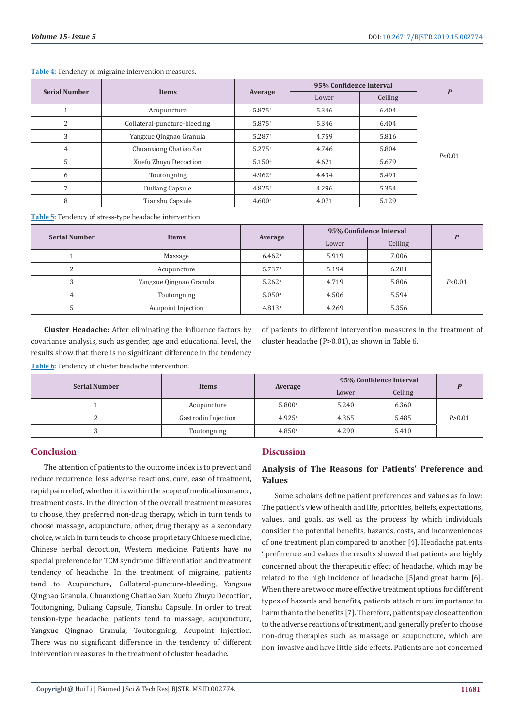**Table 4:** Tendency of migraine intervention measures.

| Serial Number | Items | Average | 95% Confidence Interval | | P |
|---|---|---|---|---|---|
| | | | Lower | Ceiling | |
| 1 | Acupuncture | 5.875[a] | 5.346 | 6.404 | P<0.01 |
| 2 | Collateral-puncture-bleeding | 5.875[a] | 5.346 | 6.404 | |
| 3 | Yangxue Qingnao Granula | 5.287[a] | 4.759 | 5.816 | |
| 4 | Chuanxiong Chatiao San | 5.275[a] | 4.746 | 5.804 | |
| 5 | Xuefu Zhuyu Decoction | 5.150[a] | 4.621 | 5.679 | |
| 6 | Toutongning | 4.962[a] | 4.434 | 5.491 | |
| 7 | Duliang Capsule | 4.825[a] | 4.296 | 5.354 | |
| 8 | Tianshu Capsule | 4.600[a] | 4.071 | 5.129 | |

**Table 5:** Tendency of stress-type headache intervention.

| Serial Number | Items | Average | 95% Confidence Interval | | P |
|---|---|---|---|---|---|
| | | | Lower | Ceiling | |
| 1 | Massage | 6.462[a] | 5.919 | 7.006 | P<0.01 |
| 2 | Acupuncture | 5.737[a] | 5.194 | 6.281 | |
| 3 | Yangxue Qingnao Granula | 5.262[a] | 4.719 | 5.806 | |
| 4 | Toutongning | 5.050[a] | 4.506 | 5.594 | |
| 5 | Acupoint Injection | 4.813[a] | 4.269 | 5.356 | |

**Cluster Headache:** After eliminating the influence factors by covariance analysis, such as gender, age and educational level, the results show that there is no significant difference in the tendency of patients to different intervention measures in the treatment of cluster headache (P>0.01), as shown in Table 6.

**Table 6:** Tendency of cluster headache intervention.

| Serial Number | Items | Average | 95% Confidence Interval | | P |
|---|---|---|---|---|---|
| | | | Lower | Ceiling | |
| 1 | Acupuncture | 5.800[a] | 5.240 | 6.360 | P>0.01 |
| 2 | Gastrodin Injection | 4.925[a] | 4.365 | 5.485 | |
| 3 | Toutongning | 4.850[a] | 4.290 | 5.410 | |

## Conclusion

The attention of patients to the outcome index is to prevent and reduce recurrence, less adverse reactions, cure, ease of treatment, rapid pain relief, whether it is within the scope of medical insurance, treatment costs. In the direction of the overall treatment measures to choose, they preferred non-drug therapy, which in turn tends to choose massage, acupuncture, other, drug therapy as a secondary choice, which in turn tends to choose proprietary Chinese medicine, Chinese herbal decoction, Western medicine. Patients have no special preference for TCM syndrome differentiation and treatment tendency of headache. In the treatment of migraine, patients tend to Acupuncture, Collateral-puncture-bleeding, Yangxue Qingnao Granula, Chuanxiong Chatiao San, Xuefu Zhuyu Decoction, Toutongning, Duliang Capsule, Tianshu Capsule. In order to treat tension-type headache, patients tend to massage, acupuncture, Yangxue Qingnao Granula, Toutongning, Acupoint Injection. There was no significant difference in the tendency of different intervention measures in the treatment of cluster headache.

## Discussion

### Analysis of The Reasons for Patients' Preference and Values

Some scholars define patient preferences and values as follow: The patient's view of health and life, priorities, beliefs, expectations, values, and goals, as well as the process by which individuals consider the potential benefits, hazards, costs, and inconveniences of one treatment plan compared to another [4]. Headache patients ' preference and values the results showed that patients are highly concerned about the therapeutic effect of headache, which may be related to the high incidence of headache [5]and great harm [6]. When there are two or more effective treatment options for different types of hazards and benefits, patients attach more importance to harm than to the benefits [7]. Therefore, patients pay close attention to the adverse reactions of treatment, and generally prefer to choose non-drug therapies such as massage or acupuncture, which are non-invasive and have little side effects. Patients are not concerned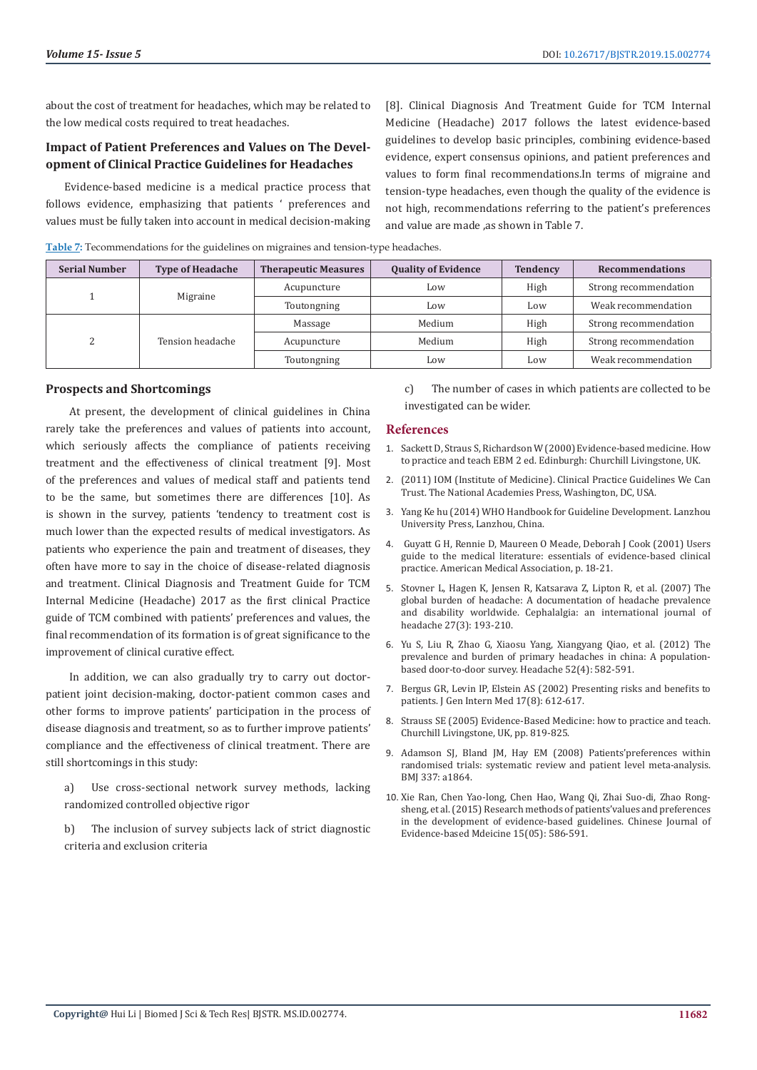about the cost of treatment for headaches, which may be related to the low medical costs required to treat headaches.

### Impact of Patient Preferences and Values on The Development of Clinical Practice Guidelines for Headaches

Evidence-based medicine is a medical practice process that follows evidence, emphasizing that patients ' preferences and values must be fully taken into account in medical decision-making [8]. Clinical Diagnosis And Treatment Guide for TCM Internal Medicine (Headache) 2017 follows the latest evidence-based guidelines to develop basic principles, combining evidence-based evidence, expert consensus opinions, and patient preferences and values to form final recommendations.In terms of migraine and tension-type headaches, even though the quality of the evidence is not high, recommendations referring to the patient's preferences and value are made ,as shown in Table 7.

**Table 7:** Tecommendations for the guidelines on migraines and tension-type headaches.

| Serial Number | Type of Headache | Therapeutic Measures | Quality of Evidence | Tendency | Recommendations |
|---|---|---|---|---|---|
| 1 | Migraine | Acupuncture | Low | High | Strong recommendation |
| | | Toutongning | Low | Low | Weak recommendation |
| 2 | Tension headache | Massage | Medium | High | Strong recommendation |
| | | Acupuncture | Medium | High | Strong recommendation |
| | | Toutongning | Low | Low | Weak recommendation |

### Prospects and Shortcomings

At present, the development of clinical guidelines in China rarely take the preferences and values of patients into account, which seriously affects the compliance of patients receiving treatment and the effectiveness of clinical treatment [9]. Most of the preferences and values of medical staff and patients tend to be the same, but sometimes there are differences [10]. As is shown in the survey, patients 'tendency to treatment cost is much lower than the expected results of medical investigators. As patients who experience the pain and treatment of diseases, they often have more to say in the choice of disease-related diagnosis and treatment. Clinical Diagnosis and Treatment Guide for TCM Internal Medicine (Headache) 2017 as the first clinical Practice guide of TCM combined with patients' preferences and values, the final recommendation of its formation is of great significance to the improvement of clinical curative effect.

In addition, we can also gradually try to carry out doctor-patient joint decision-making, doctor-patient common cases and other forms to improve patients' participation in the process of disease diagnosis and treatment, so as to further improve patients' compliance and the effectiveness of clinical treatment. There are still shortcomings in this study:

a) Use cross-sectional network survey methods, lacking randomized controlled objective rigor

b) The inclusion of survey subjects lack of strict diagnostic criteria and exclusion criteria

c) The number of cases in which patients are collected to be investigated can be wider.

## References

1. Sackett D, Straus S, Richardson W (2000) Evidence-based medicine. How to practice and teach EBM 2 ed. Edinburgh: Churchill Livingstone, UK.
2. (2011) IOM (Institute of Medicine). Clinical Practice Guidelines We Can Trust. The National Academies Press, Washington, DC, USA.
3. Yang Ke hu (2014) WHO Handbook for Guideline Development. Lanzhou University Press, Lanzhou, China.
4. Guyatt G H, Rennie D, Maureen O Meade, Deborah J Cook (2001) Users guide to the medical literature: essentials of evidence-based clinical practice. American Medical Association, p. 18-21.
5. Stovner L, Hagen K, Jensen R, Katsarava Z, Lipton R, et al. (2007) The global burden of headache: A documentation of headache prevalence and disability worldwide. Cephalalgia: an international journal of headache 27(3): 193-210.
6. Yu S, Liu R, Zhao G, Xiaosu Yang, Xiangyang Qiao, et al. (2012) The prevalence and burden of primary headaches in china: A population-based door-to-door survey. Headache 52(4): 582-591.
7. Bergus GR, Levin IP, Elstein AS (2002) Presenting risks and benefits to patients. J Gen Intern Med 17(8): 612-617.
8. Strauss SE (2005) Evidence-Based Medicine: how to practice and teach. Churchill Livingstone, UK, pp. 819-825.
9. Adamson SJ, Bland JM, Hay EM (2008) Patients'preferences within randomised trials: systematic review and patient level meta-analysis. BMJ 337: a1864.
10. Xie Ran, Chen Yao-long, Chen Hao, Wang Qi, Zhai Suo-di, Zhao Rong-sheng, et al. (2015) Research methods of patients'values and preferences in the development of evidence-based guidelines. Chinese Journal of Evidence-based Mdeicine 15(05): 586-591.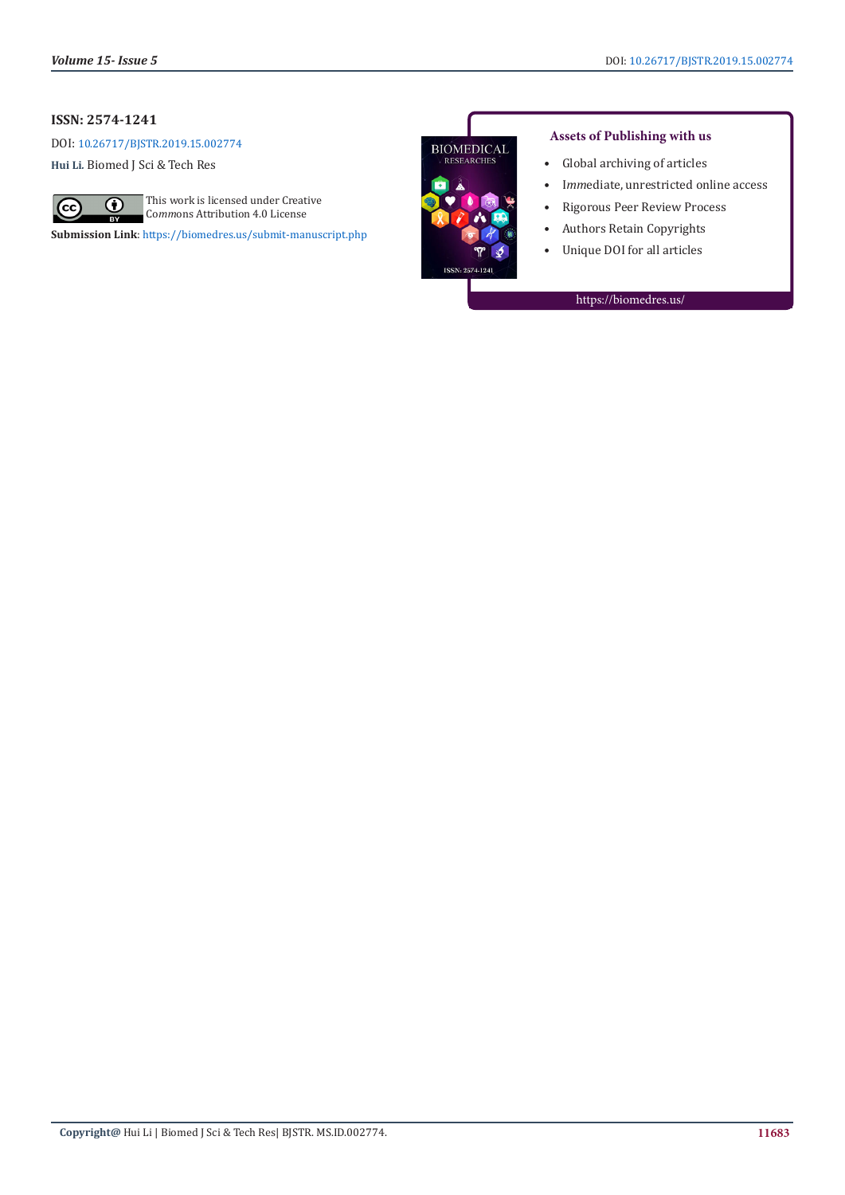**ISSN: 2574-1241**

DOI: 10.26717/BJSTR.2019.15.002774

**Hui Li.** Biomed J Sci & Tech Res

This work is licensed under Creative Commons Attribution 4.0 License

**Submission Link**: https://biomedres.us/submit-manuscript.php

BIOMEDICAL RESEARCHES

ISSN: 2574-1241

### Assets of Publishing with us

- Global archiving of articles
- Immediate, unrestricted online access
- Rigorous Peer Review Process
- Authors Retain Copyrights
- Unique DOI for all articles

https://biomedres.us/